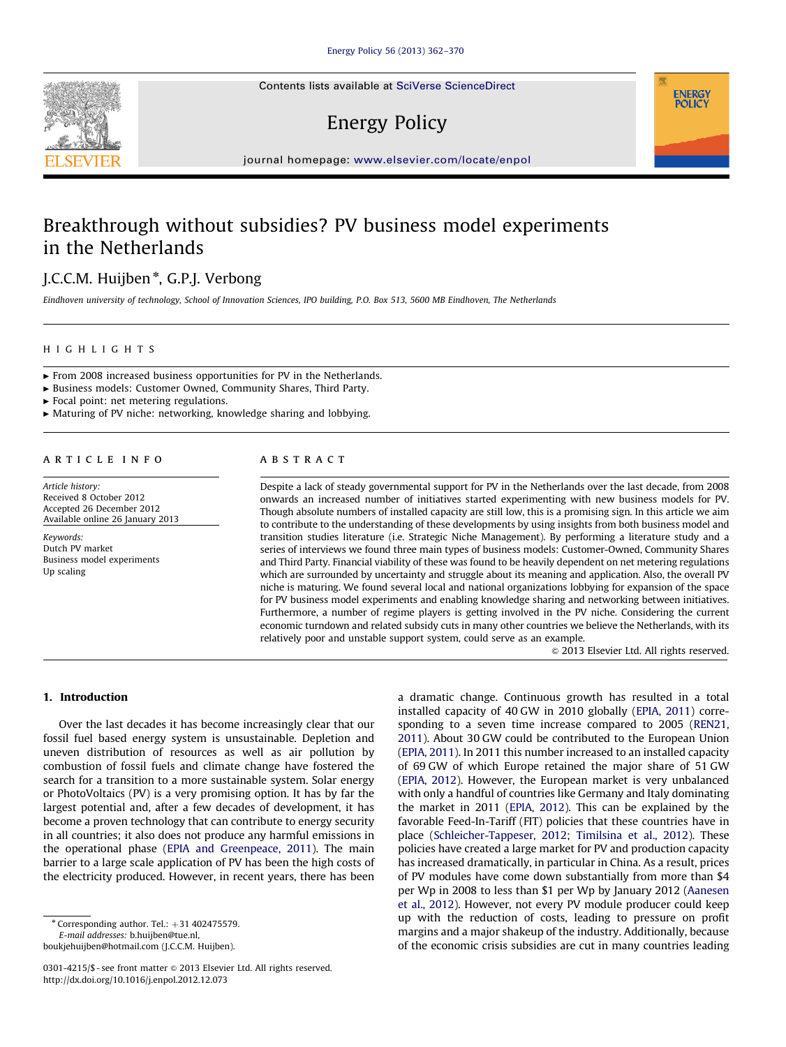# Breakthrough without subsidies? PV business model experiments in the Netherlands

J.C.C.M. Huijben *, G.P.J. Verbong

*Eindhoven university of technology, School of Innovation Sciences, IPO building, P.O. Box 513, 5600 MB Eindhoven, The Netherlands*

## HIGHLIGHTS

- ► From 2008 increased business opportunities for PV in the Netherlands.
- ► Business models: Customer Owned, Community Shares, Third Party.
- ► Focal point: net metering regulations.
- ► Maturing of PV niche: networking, knowledge sharing and lobbying.

## ARTICLE INFO

*Article history:*
Received 8 October 2012
Accepted 26 December 2012
Available online 26 January 2013

*Keywords:*
Dutch PV market
Business model experiments
Up scaling

## ABSTRACT

Despite a lack of steady governmental support for PV in the Netherlands over the last decade, from 2008 onwards an increased number of initiatives started experimenting with new business models for PV. Though absolute numbers of installed capacity are still low, this is a promising sign. In this article we aim to contribute to the understanding of these developments by using insights from both business model and transition studies literature (i.e. Strategic Niche Management). By performing a literature study and a series of interviews we found three main types of business models: Customer-Owned, Community Shares and Third Party. Financial viability of these was found to be heavily dependent on net metering regulations which are surrounded by uncertainty and struggle about its meaning and application. Also, the overall PV niche is maturing. We found several local and national organizations lobbying for expansion of the space for PV business model experiments and enabling knowledge sharing and networking between initiatives. Furthermore, a number of regime players is getting involved in the PV niche. Considering the current economic turndown and related subsidy cuts in many other countries we believe the Netherlands, with its relatively poor and unstable support system, could serve as an example.

© 2013 Elsevier Ltd. All rights reserved.

## 1. Introduction

Over the last decades it has become increasingly clear that our fossil fuel based energy system is unsustainable. Depletion and uneven distribution of resources as well as air pollution by combustion of fossil fuels and climate change have fostered the search for a transition to a more sustainable system. Solar energy or PhotoVoltaics (PV) is a very promising option. It has by far the largest potential and, after a few decades of development, it has become a proven technology that can contribute to energy security in all countries; it also does not produce any harmful emissions in the operational phase (EPIA and Greenpeace, 2011). The main barrier to a large scale application of PV has been the high costs of the electricity produced. However, in recent years, there has been a dramatic change. Continuous growth has resulted in a total installed capacity of 40 GW in 2010 globally (EPIA, 2011) corresponding to a seven time increase compared to 2005 (REN21, 2011). About 30 GW could be contributed to the European Union (EPIA, 2011). In 2011 this number increased to an installed capacity of 69 GW of which Europe retained the major share of 51 GW (EPIA, 2012). However, the European market is very unbalanced with only a handful of countries like Germany and Italy dominating the market in 2011 (EPIA, 2012). This can be explained by the favorable Feed-In-Tariff (FIT) policies that these countries have in place (Schleicher-Tappeser, 2012; Timilsina et al., 2012). These policies have created a large market for PV and production capacity has increased dramatically, in particular in China. As a result, prices of PV modules have come down substantially from more than \$4 per Wp in 2008 to less than \$1 per Wp by January 2012 (Aanesen et al., 2012). However, not every PV module producer could keep up with the reduction of costs, leading to pressure on profit margins and a major shakeup of the industry. Additionally, because of the economic crisis subsidies are cut in many countries leading

---

* Corresponding author. Tel.: +31 402475579.
*E-mail addresses:* b.huijben@tue.nl, boukjehuijben@hotmail.com (J.C.C.M. Huijben).

0301-4215/\$ - see front matter © 2013 Elsevier Ltd. All rights reserved.
http://dx.doi.org/10.1016/j.enpol.2012.12.073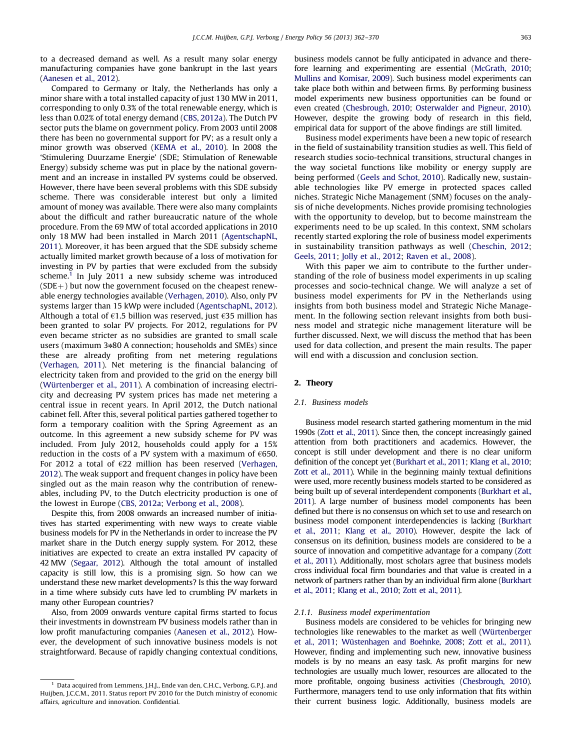to a decreased demand as well. As a result many solar energy manufacturing companies have gone bankrupt in the last years (Aanesen et al., 2012).

Compared to Germany or Italy, the Netherlands has only a minor share with a total installed capacity of just 130 MW in 2011, corresponding to only 0.3% of the total renewable energy, which is less than 0.02% of total energy demand (CBS, 2012a). The Dutch PV sector puts the blame on government policy. From 2003 until 2008 there has been no governmental support for PV; as a result only a minor growth was observed (KEMA et al., 2010). In 2008 the 'Stimulering Duurzame Energie' (SDE; Stimulation of Renewable Energy) subsidy scheme was put in place by the national government and an increase in installed PV systems could be observed. However, there have been several problems with this SDE subsidy scheme. There was considerable interest but only a limited amount of money was available. There were also many complaints about the difficult and rather bureaucratic nature of the whole procedure. From the 69 MW of total accorded applications in 2010 only 18 MW had been installed in March 2011 (AgentschapNL, 2011). Moreover, it has been argued that the SDE subsidy scheme actually limited market growth because of a loss of motivation for investing in PV by parties that were excluded from the subsidy scheme.[1] In July 2011 a new subsidy scheme was introduced (SDE+) but now the government focused on the cheapest renewable energy technologies available (Verhagen, 2010). Also, only PV systems larger than 15 kWp were included (AgentschapNL, 2012). Although a total of €1.5 billion was reserved, just €35 million has been granted to solar PV projects. For 2012, regulations for PV even became stricter as no subsidies are granted to small scale users (maximum 3*80 A connection; households and SMEs) since these are already profiting from net metering regulations (Verhagen, 2011). Net metering is the financial balancing of electricity taken from and provided to the grid on the energy bill (Würtenberger et al., 2011). A combination of increasing electricity and decreasing PV system prices has made net metering a central issue in recent years. In April 2012, the Dutch national cabinet fell. After this, several political parties gathered together to form a temporary coalition with the Spring Agreement as an outcome. In this agreement a new subsidy scheme for PV was included. From July 2012, households could apply for a 15% reduction in the costs of a PV system with a maximum of €650. For 2012 a total of €22 million has been reserved (Verhagen, 2012). The weak support and frequent changes in policy have been singled out as the main reason why the contribution of renewables, including PV, to the Dutch electricity production is one of the lowest in Europe (CBS, 2012a; Verbong et al., 2008).

Despite this, from 2008 onwards an increased number of initiatives has started experimenting with new ways to create viable business models for PV in the Netherlands in order to increase the PV market share in the Dutch energy supply system. For 2012, these initiatives are expected to create an extra installed PV capacity of 42 MW (Segaar, 2012). Although the total amount of installed capacity is still low, this is a promising sign. So how can we understand these new market developments? Is this the way forward in a time where subsidy cuts have led to crumbling PV markets in many other European countries?

Also, from 2009 onwards venture capital firms started to focus their investments in downstream PV business models rather than in low profit manufacturing companies (Aanesen et al., 2012). However, the development of such innovative business models is not straightforward. Because of rapidly changing contextual conditions, business models cannot be fully anticipated in advance and therefore learning and experimenting are essential (McGrath, 2010; Mullins and Komisar, 2009). Such business model experiments can take place both within and between firms. By performing business model experiments new business opportunities can be found or even created (Chesbrough, 2010; Osterwalder and Pigneur, 2010). However, despite the growing body of research in this field, empirical data for support of the above findings are still limited.

Business model experiments have been a new topic of research in the field of sustainability transition studies as well. This field of research studies socio-technical transitions, structural changes in the way societal functions like mobility or energy supply are being performed (Geels and Schot, 2010). Radically new, sustainable technologies like PV emerge in protected spaces called niches. Strategic Niche Management (SNM) focuses on the analysis of niche developments. Niches provide promising technologies with the opportunity to develop, but to become mainstream the experiments need to be up scaled. In this context, SNM scholars recently started exploring the role of business model experiments in sustainability transition pathways as well (Cheschin, 2012; Geels, 2011; Jolly et al., 2012; Raven et al., 2008).

With this paper we aim to contribute to the further understanding of the role of business model experiments in up scaling processes and socio-technical change. We will analyze a set of business model experiments for PV in the Netherlands using insights from both business model and Strategic Niche Management. In the following section relevant insights from both business model and strategic niche management literature will be further discussed. Next, we will discuss the method that has been used for data collection, and present the main results. The paper will end with a discussion and conclusion section.

## 2. Theory

### 2.1. Business models

Business model research started gathering momentum in the mid 1990s (Zott et al., 2011). Since then, the concept increasingly gained attention from both practitioners and academics. However, the concept is still under development and there is no clear uniform definition of the concept yet (Burkhart et al., 2011; Klang et al., 2010; Zott et al., 2011). While in the beginning mainly textual definitions were used, more recently business models started to be considered as being built up of several interdependent components (Burkhart et al., 2011). A large number of business model components has been defined but there is no consensus on which set to use and research on business model component interdependencies is lacking (Burkhart et al., 2011; Klang et al., 2010). However, despite the lack of consensus on its definition, business models are considered to be a source of innovation and competitive advantage for a company (Zott et al., 2011). Additionally, most scholars agree that business models cross individual focal firm boundaries and that value is created in a network of partners rather than by an individual firm alone (Burkhart et al., 2011; Klang et al., 2010; Zott et al., 2011).

#### 2.1.1. Business model experimentation

Business models are considered to be vehicles for bringing new technologies like renewables to the market as well (Würtenberger et al., 2011; Wüstenhagen and Boehnke, 2008; Zott et al., 2011). However, finding and implementing such new, innovative business models is by no means an easy task. As profit margins for new technologies are usually much lower, resources are allocated to the more profitable, ongoing business activities (Chesbrough, 2010). Furthermore, managers tend to use only information that fits within their current business logic. Additionally, business models are

[1] Data acquired from Lemmens, J.H.J., Ende van den, C.H.C., Verbong, G.P.J. and Huijben, J.C.C.M., 2011. Status report PV 2010 for the Dutch ministry of economic affairs, agriculture and innovation. Confidential.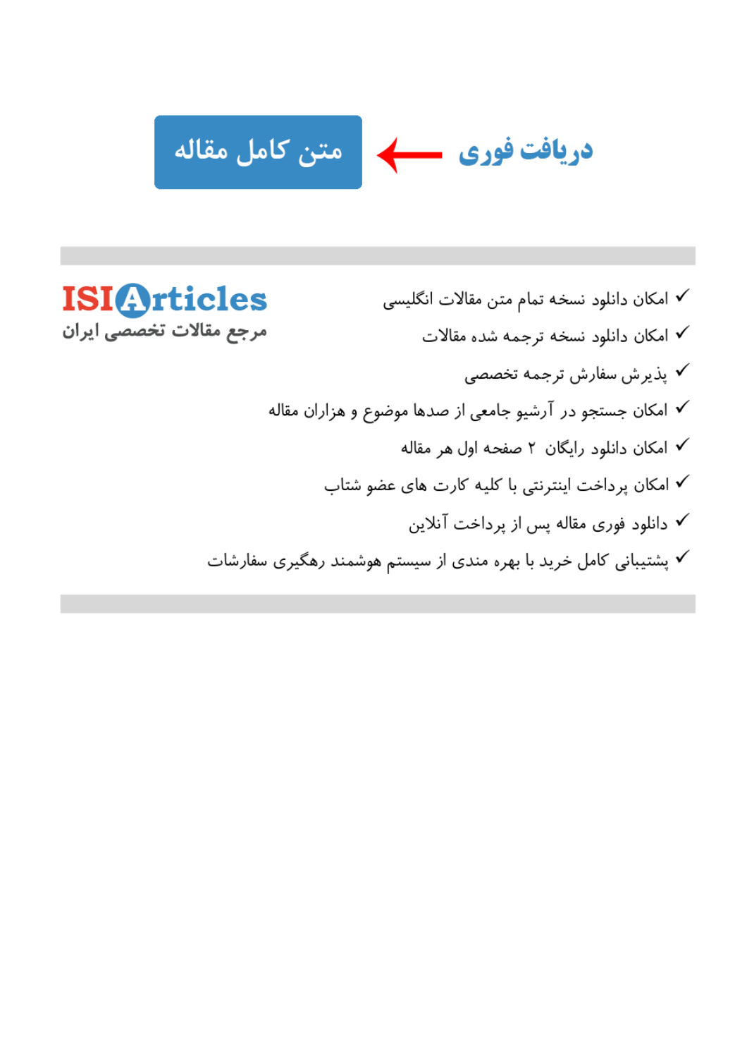دریافت فوری ← متن کامل مقاله

**ISIArticles**
مرجع مقالات تخصصی ایران

- ✓ امکان دانلود نسخه تمام متن مقالات انگلیسی
- ✓ امکان دانلود نسخه ترجمه شده مقالات
- ✓ پذیرش سفارش ترجمه تخصصی
- ✓ امکان جستجو در آرشیو جامعی از صدها موضوع و هزاران مقاله
- ✓ امکان دانلود رایگان ۲ صفحه اول هر مقاله
- ✓ امکان پرداخت اینترنتی با کلیه کارت های عضو شتاب
- ✓ دانلود فوری مقاله پس از پرداخت آنلاین
- ✓ پشتیبانی کامل خرید با بهره مندی از سیستم هوشمند رهگیری سفارشات